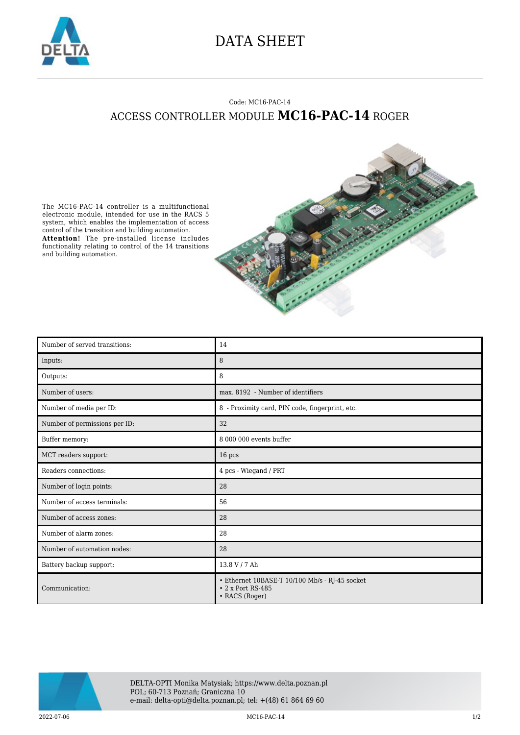# DATA SHEET

Code: MC16-PAC-14

## ACCESS CONTROLLER MODULE **MC16-PAC-14** ROGER

The MC16-PAC-14 controller is a multifunctional electronic module, intended for use in the RACS 5 system, which enables the implementation of access control of the transition and building automation.
**Attention!** The pre-installed license includes functionality relating to control of the 14 transitions and building automation.

| Number of served transitions: | 14 |
|---|---|
| Inputs: | 8 |
| Outputs: | 8 |
| Number of users: | max. 8192 - Number of identifiers |
| Number of media per ID: | 8 - Proximity card, PIN code, fingerprint, etc. |
| Number of permissions per ID: | 32 |
| Buffer memory: | 8 000 000 events buffer |
| MCT readers support: | 16 pcs |
| Readers connections: | 4 pcs - Wiegand / PRT |
| Number of login points: | 28 |
| Number of access terminals: | 56 |
| Number of access zones: | 28 |
| Number of alarm zones: | 28 |
| Number of automation nodes: | 28 |
| Battery backup support: | 13.8 V / 7 Ah |
| Communication: | • Ethernet 10BASE-T 10/100 Mb/s - RJ-45 socket<br>• 2 x Port RS-485<br>• RACS (Roger) |

DELTA-OPTI Monika Matysiak; https://www.delta.poznan.pl
POL; 60-713 Poznań; Graniczna 10
e-mail: delta-opti@delta.poznan.pl; tel: +(48) 61 864 69 60

2022-07-06 MC16-PAC-14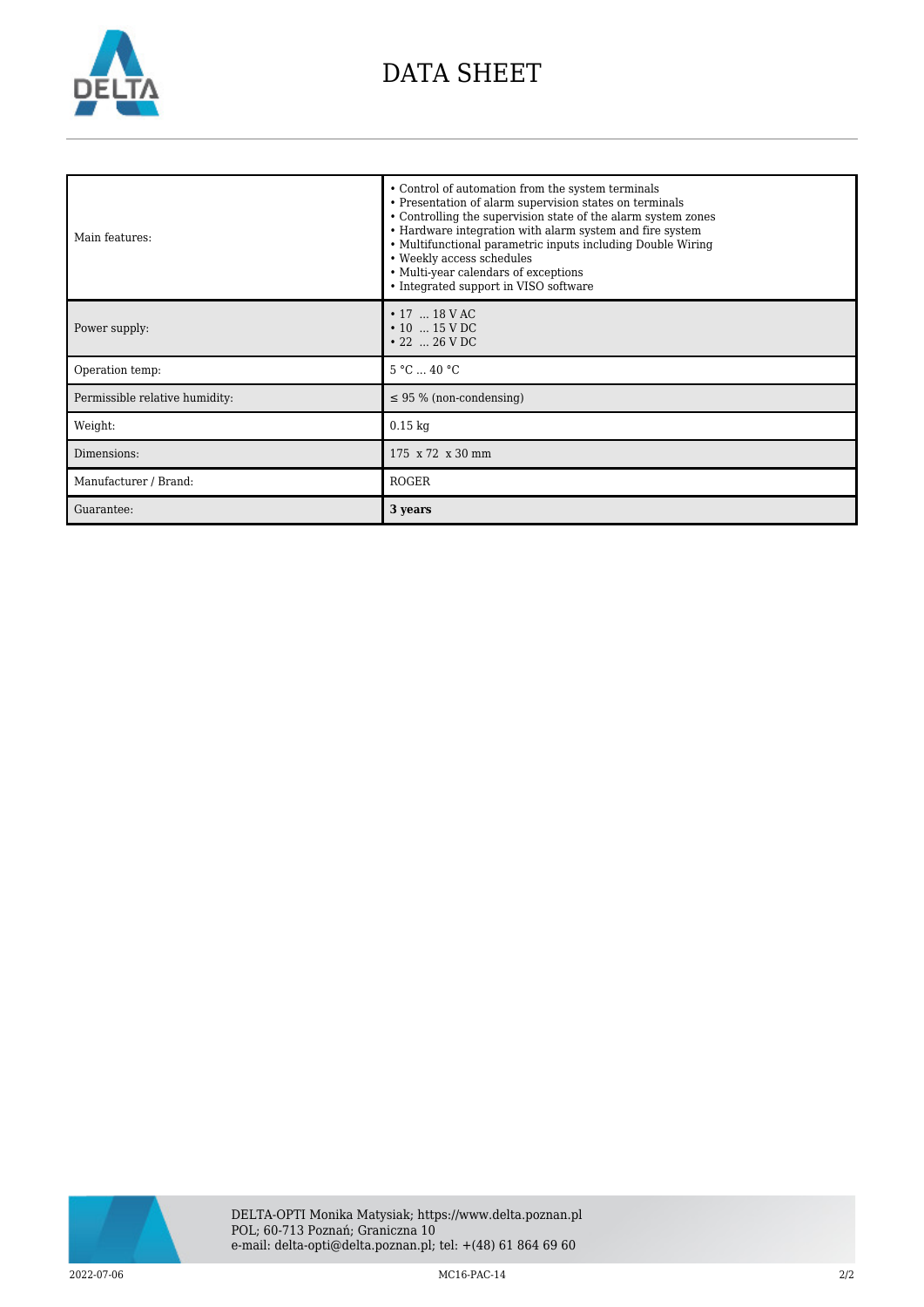# DATA SHEET

| | |
|---|---|
| Main features: | • Control of automation from the system terminals<br>• Presentation of alarm supervision states on terminals<br>• Controlling the supervision state of the alarm system zones<br>• Hardware integration with alarm system and fire system<br>• Multifunctional parametric inputs including Double Wiring<br>• Weekly access schedules<br>• Multi-year calendars of exceptions<br>• Integrated support in VISO software |
| Power supply: | • 17 ... 18 V AC<br>• 10 ... 15 V DC<br>• 22 ... 26 V DC |
| Operation temp: | 5 °C ... 40 °C |
| Permissible relative humidity: | ≤ 95 % (non-condensing) |
| Weight: | 0.15 kg |
| Dimensions: | 175 x 72 x 30 mm |
| Manufacturer / Brand: | ROGER |
| Guarantee: | **3 years** |

DELTA-OPTI Monika Matysiak; https://www.delta.poznan.pl
POL; 60-713 Poznań; Graniczna 10
e-mail: delta-opti@delta.poznan.pl; tel: +(48) 61 864 69 60

2022-07-06 MC16-PAC-14